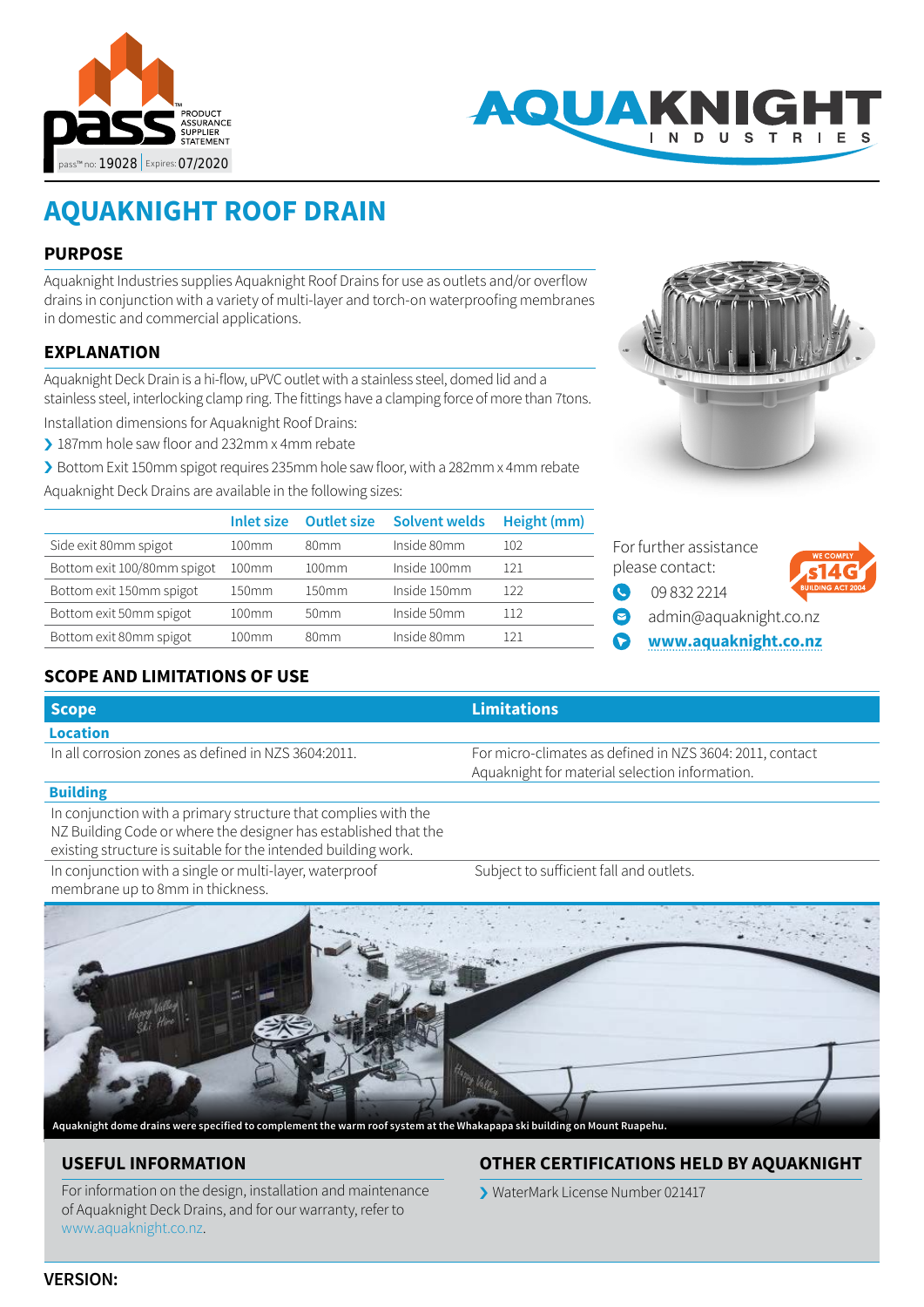PRODUCT ASSURANCE SUPPLIER STATEMENT

pass™ no: 19028 | Expires: 07/2020

AQUAKNIGHT INDUSTRIES

# AQUAKNIGHT ROOF DRAIN

## PURPOSE

Aquaknight Industries supplies Aquaknight Roof Drains for use as outlets and/or overflow drains in conjunction with a variety of multi-layer and torch-on waterproofing membranes in domestic and commercial applications.

## EXPLANATION

Aquaknight Deck Drain is a hi-flow, uPVC outlet with a stainless steel, domed lid and a stainless steel, interlocking clamp ring. The fittings have a clamping force of more than 7tons.

Installation dimensions for Aquaknight Roof Drains:

- 187mm hole saw floor and 232mm x 4mm rebate
- Bottom Exit 150mm spigot requires 235mm hole saw floor, with a 282mm x 4mm rebate

Aquaknight Deck Drains are available in the following sizes:

| | Inlet size | Outlet size | Solvent welds | Height (mm) |
|---|---|---|---|---|
| Side exit 80mm spigot | 100mm | 80mm | Inside 80mm | 102 |
| Bottom exit 100/80mm spigot | 100mm | 100mm | Inside 100mm | 121 |
| Bottom exit 150mm spigot | 150mm | 150mm | Inside 150mm | 122 |
| Bottom exit 50mm spigot | 100mm | 50mm | Inside 50mm | 112 |
| Bottom exit 80mm spigot | 100mm | 80mm | Inside 80mm | 121 |

For further assistance please contact:

- 09 832 2214
- admin@aquaknight.co.nz
- www.aquaknight.co.nz

WE COMPLY s14G BUILDING ACT 2004

## SCOPE AND LIMITATIONS OF USE

| Scope | Limitations |
|---|---|
| **Location** | |
| In all corrosion zones as defined in NZS 3604:2011. | For micro-climates as defined in NZS 3604: 2011, contact Aquaknight for material selection information. |
| **Building** | |
| In conjunction with a primary structure that complies with the NZ Building Code or where the designer has established that the existing structure is suitable for the intended building work. | |
| In conjunction with a single or multi-layer, waterproof membrane up to 8mm in thickness. | Subject to sufficient fall and outlets. |

Aquaknight dome drains were specified to complement the warm roof system at the Whakapapa ski building on Mount Ruapehu.

## USEFUL INFORMATION

For information on the design, installation and maintenance of Aquaknight Deck Drains, and for our warranty, refer to www.aquaknight.co.nz.

## OTHER CERTIFICATIONS HELD BY AQUAKNIGHT

- WaterMark License Number 021417

**VERSION:**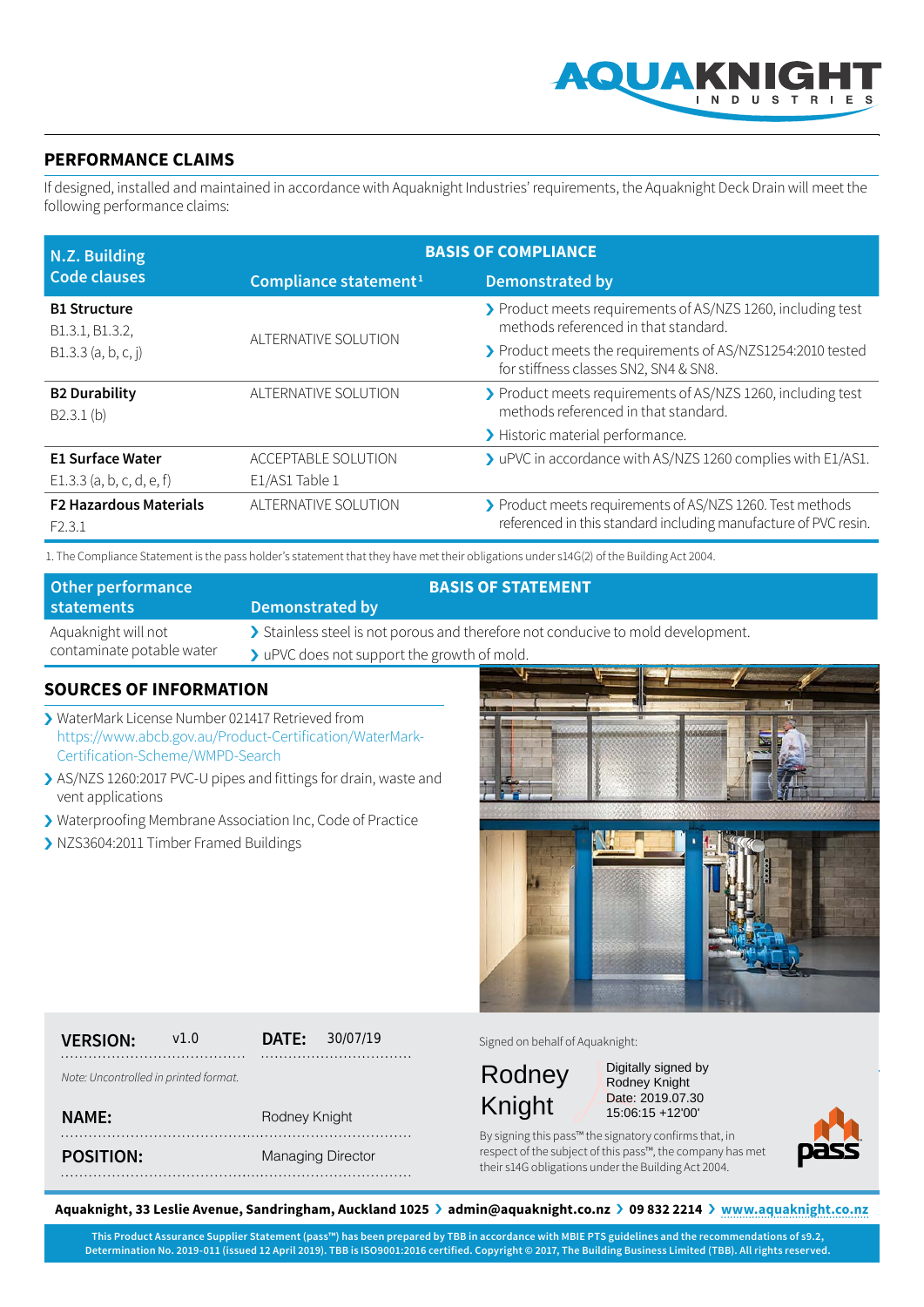## PERFORMANCE CLAIMS

If designed, installed and maintained in accordance with Aquaknight Industries' requirements, the Aquaknight Deck Drain will meet the following performance claims:

| N.Z. Building Code clauses | BASIS OF COMPLIANCE | |
|---|---|---|
| | Compliance statement[1] | Demonstrated by |
| **B1 Structure** B1.3.1, B1.3.2, B1.3.3 (a, b, c, j) | ALTERNATIVE SOLUTION | › Product meets requirements of AS/NZS 1260, including test methods referenced in that standard. › Product meets the requirements of AS/NZS1254:2010 tested for stiffness classes SN2, SN4 & SN8. |
| **B2 Durability** B2.3.1 (b) | ALTERNATIVE SOLUTION | › Product meets requirements of AS/NZS 1260, including test methods referenced in that standard. › Historic material performance. |
| **E1 Surface Water** E1.3.3 (a, b, c, d, e, f) | ACCEPTABLE SOLUTION E1/AS1 Table 1 | › uPVC in accordance with AS/NZS 1260 complies with E1/AS1. |
| **F2 Hazardous Materials** F2.3.1 | ALTERNATIVE SOLUTION | › Product meets requirements of AS/NZS 1260. Test methods referenced in this standard including manufacture of PVC resin. |

1. The Compliance Statement is the pass holder's statement that they have met their obligations under s14G(2) of the Building Act 2004.

| Other performance statements | BASIS OF STATEMENT |
|---|---|
| | Demonstrated by |
| Aquaknight will not contaminate potable water | › Stainless steel is not porous and therefore not conducive to mold development. › uPVC does not support the growth of mold. |

## SOURCES OF INFORMATION

- WaterMark License Number 021417 Retrieved from https://www.abcb.gov.au/Product-Certification/WaterMark-Certification-Scheme/WMPD-Search
- AS/NZS 1260:2017 PVC-U pipes and fittings for drain, waste and vent applications
- Waterproofing Membrane Association Inc, Code of Practice
- NZS3604:2011 Timber Framed Buildings

**VERSION:** v1.0 **DATE:** 30/07/19

*Note: Uncontrolled in printed format.*

**NAME:** Rodney Knight

**POSITION:** Managing Director

Signed on behalf of Aquaknight:

Rodney Knight — Digitally signed by Rodney Knight Date: 2019.07.30 15:06:15 +12'00'

By signing this pass™ the signatory confirms that, in respect of the subject of this pass™, the company has met their s14G obligations under the Building Act 2004.

**Aquaknight, 33 Leslie Avenue, Sandringham, Auckland 1025 › admin@aquaknight.co.nz › 09 832 2214 › www.aquaknight.co.nz**

**This Product Assurance Supplier Statement (pass™) has been prepared by TBB in accordance with MBIE PTS guidelines and the recommendations of s9.2, Determination No. 2019-011 (issued 12 April 2019). TBB is ISO9001:2016 certified. Copyright © 2017, The Building Business Limited (TBB). All rights reserved.**